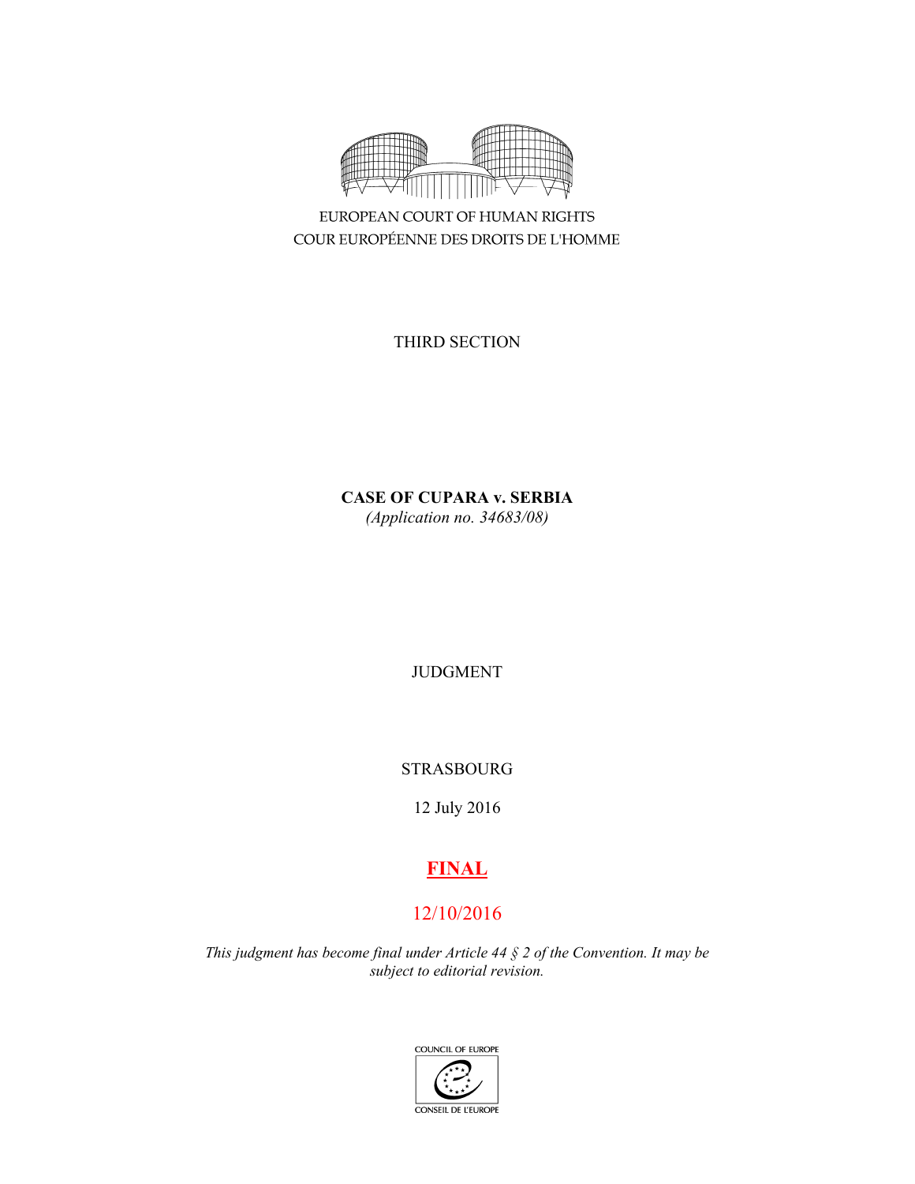EUROPEAN COURT OF HUMAN RIGHTS
COUR EUROPÉENNE DES DROITS DE L'HOMME

THIRD SECTION

**CASE OF CUPARA v. SERBIA**

*(Application no. 34683/08)*

JUDGMENT

STRASBOURG

12 July 2016

**FINAL**

12/10/2016

*This judgment has become final under Article 44 § 2 of the Convention. It may be subject to editorial revision.*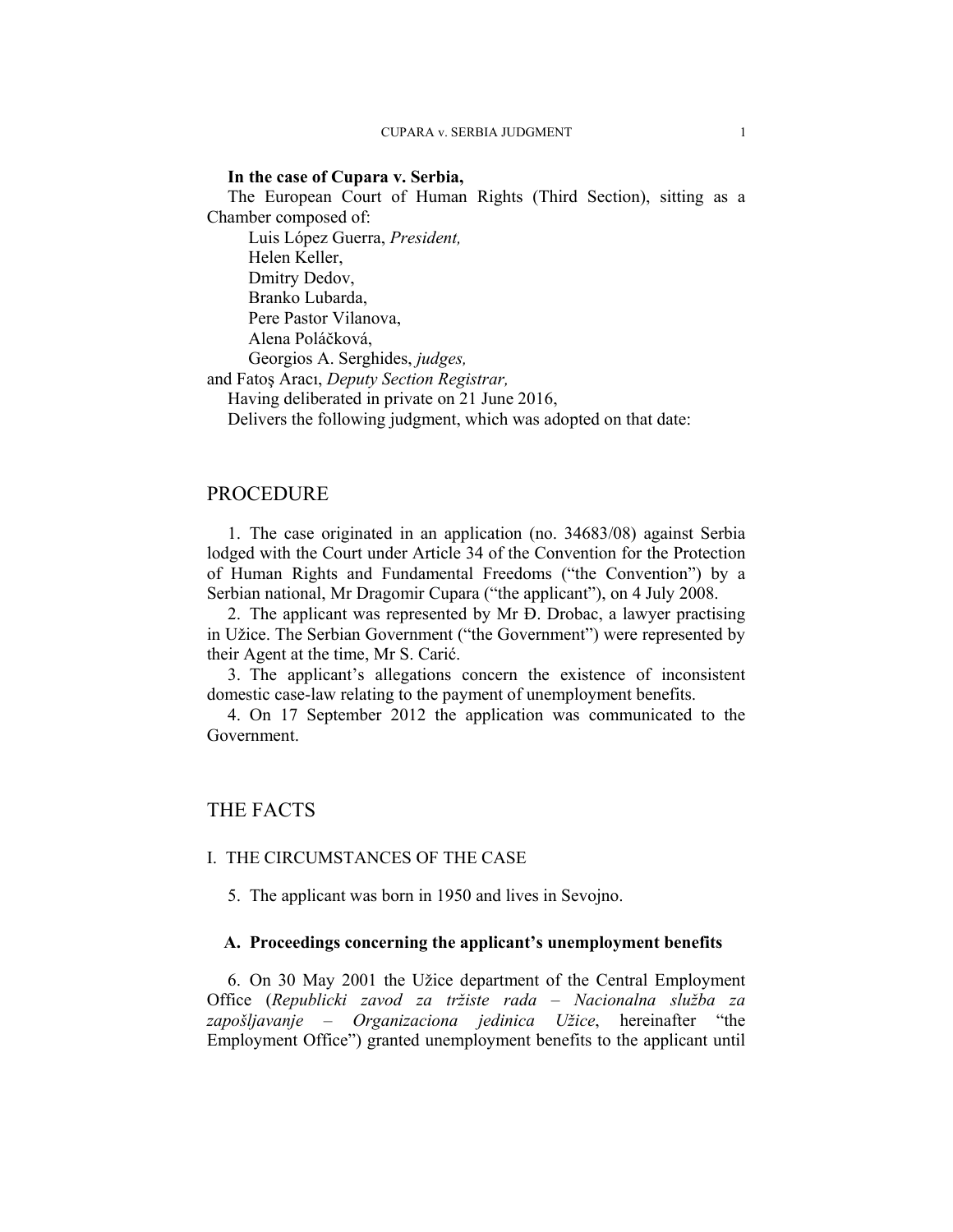**In the case of Cupara v. Serbia,**

The European Court of Human Rights (Third Section), sitting as a Chamber composed of:

Luis López Guerra, *President,*
Helen Keller,
Dmitry Dedov,
Branko Lubarda,
Pere Pastor Vilanova,
Alena Poláčková,
Georgios A. Serghides, *judges,*
and Fatoş Aracı, *Deputy Section Registrar,*

Having deliberated in private on 21 June 2016,

Delivers the following judgment, which was adopted on that date:

# PROCEDURE

1. The case originated in an application (no. 34683/08) against Serbia lodged with the Court under Article 34 of the Convention for the Protection of Human Rights and Fundamental Freedoms ("the Convention") by a Serbian national, Mr Dragomir Cupara ("the applicant"), on 4 July 2008.

2. The applicant was represented by Mr Đ. Drobac, a lawyer practising in Užice. The Serbian Government ("the Government") were represented by their Agent at the time, Mr S. Carić.

3. The applicant's allegations concern the existence of inconsistent domestic case-law relating to the payment of unemployment benefits.

4. On 17 September 2012 the application was communicated to the Government.

# THE FACTS

## I. THE CIRCUMSTANCES OF THE CASE

5. The applicant was born in 1950 and lives in Sevojno.

### A. Proceedings concerning the applicant's unemployment benefits

6. On 30 May 2001 the Užice department of the Central Employment Office (*Republicki zavod za tržiste rada – Nacionalna služba za zapošljavanje – Organizaciona jedinica Užice*, hereinafter "the Employment Office") granted unemployment benefits to the applicant until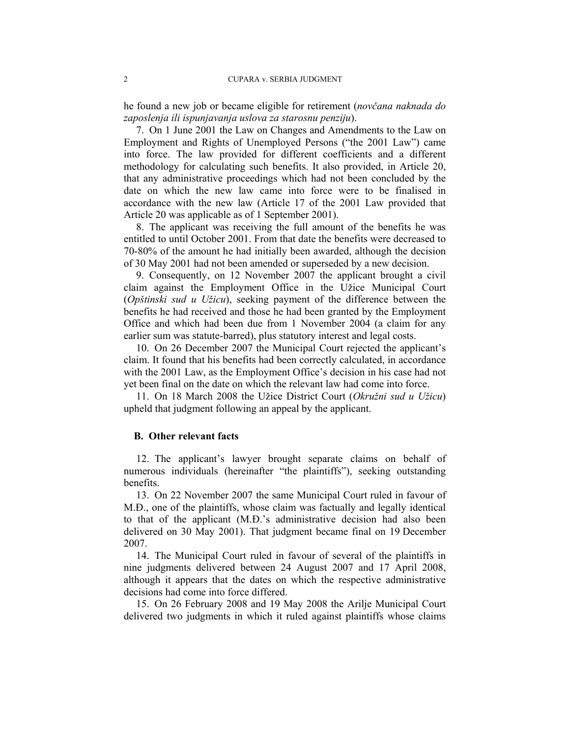he found a new job or became eligible for retirement (*novčana naknada do zaposlenja ili ispunjavanja uslova za starosnu penziju*).

7. On 1 June 2001 the Law on Changes and Amendments to the Law on Employment and Rights of Unemployed Persons ("the 2001 Law") came into force. The law provided for different coefficients and a different methodology for calculating such benefits. It also provided, in Article 20, that any administrative proceedings which had not been concluded by the date on which the new law came into force were to be finalised in accordance with the new law (Article 17 of the 2001 Law provided that Article 20 was applicable as of 1 September 2001).

8. The applicant was receiving the full amount of the benefits he was entitled to until October 2001. From that date the benefits were decreased to 70-80% of the amount he had initially been awarded, although the decision of 30 May 2001 had not been amended or superseded by a new decision.

9. Consequently, on 12 November 2007 the applicant brought a civil claim against the Employment Office in the Užice Municipal Court (*Opštinski sud u Užicu*), seeking payment of the difference between the benefits he had received and those he had been granted by the Employment Office and which had been due from 1 November 2004 (a claim for any earlier sum was statute-barred), plus statutory interest and legal costs.

10. On 26 December 2007 the Municipal Court rejected the applicant's claim. It found that his benefits had been correctly calculated, in accordance with the 2001 Law, as the Employment Office's decision in his case had not yet been final on the date on which the relevant law had come into force.

11. On 18 March 2008 the Užice District Court (*Okružni sud u Užicu*) upheld that judgment following an appeal by the applicant.

### B. Other relevant facts

12. The applicant's lawyer brought separate claims on behalf of numerous individuals (hereinafter "the plaintiffs"), seeking outstanding benefits.

13. On 22 November 2007 the same Municipal Court ruled in favour of M.Đ., one of the plaintiffs, whose claim was factually and legally identical to that of the applicant (M.Đ.'s administrative decision had also been delivered on 30 May 2001). That judgment became final on 19 December 2007.

14. The Municipal Court ruled in favour of several of the plaintiffs in nine judgments delivered between 24 August 2007 and 17 April 2008, although it appears that the dates on which the respective administrative decisions had come into force differed.

15. On 26 February 2008 and 19 May 2008 the Arilje Municipal Court delivered two judgments in which it ruled against plaintiffs whose claims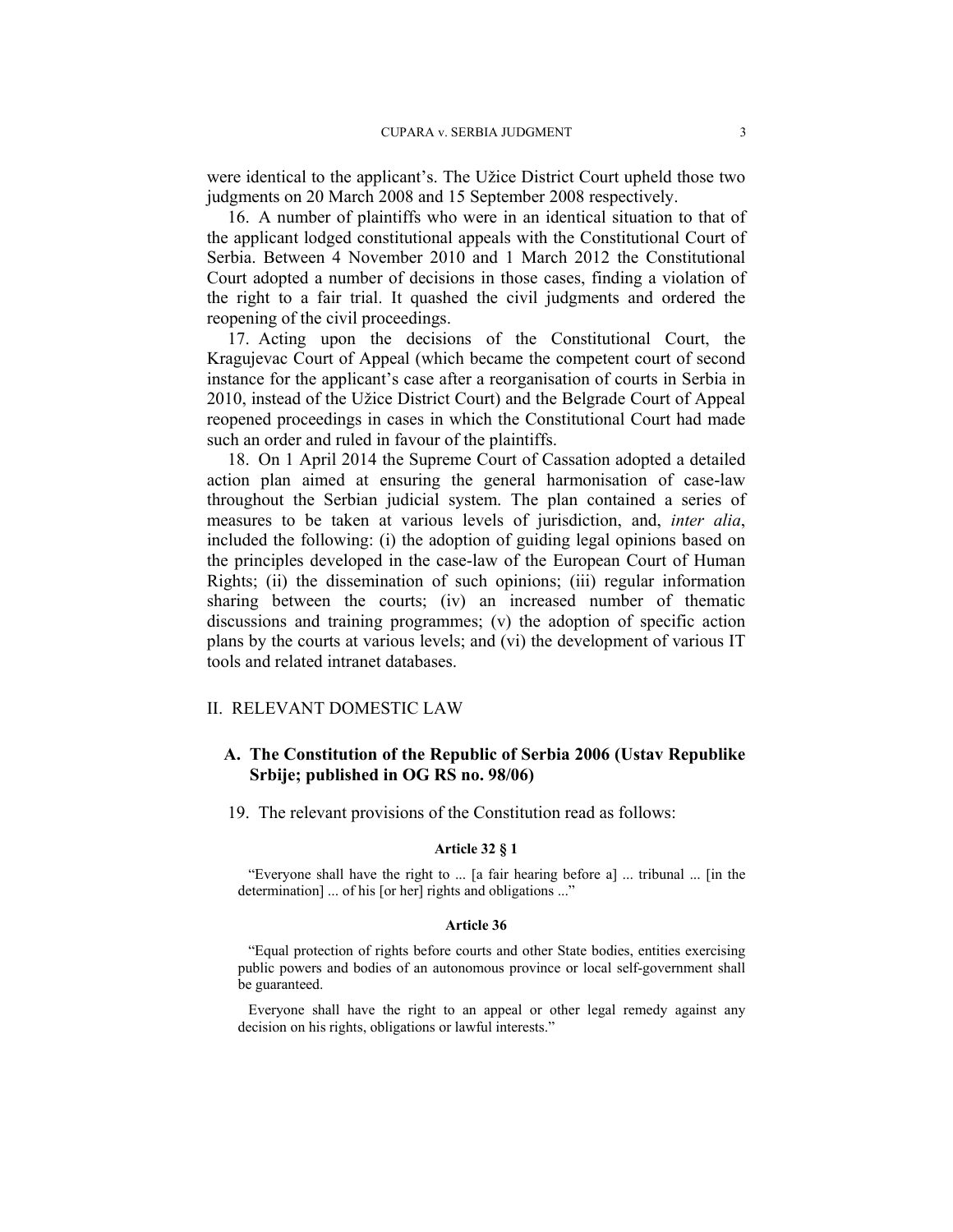were identical to the applicant's. The Užice District Court upheld those two judgments on 20 March 2008 and 15 September 2008 respectively.

16. A number of plaintiffs who were in an identical situation to that of the applicant lodged constitutional appeals with the Constitutional Court of Serbia. Between 4 November 2010 and 1 March 2012 the Constitutional Court adopted a number of decisions in those cases, finding a violation of the right to a fair trial. It quashed the civil judgments and ordered the reopening of the civil proceedings.

17. Acting upon the decisions of the Constitutional Court, the Kragujevac Court of Appeal (which became the competent court of second instance for the applicant's case after a reorganisation of courts in Serbia in 2010, instead of the Užice District Court) and the Belgrade Court of Appeal reopened proceedings in cases in which the Constitutional Court had made such an order and ruled in favour of the plaintiffs.

18. On 1 April 2014 the Supreme Court of Cassation adopted a detailed action plan aimed at ensuring the general harmonisation of case-law throughout the Serbian judicial system. The plan contained a series of measures to be taken at various levels of jurisdiction, and, *inter alia*, included the following: (i) the adoption of guiding legal opinions based on the principles developed in the case-law of the European Court of Human Rights; (ii) the dissemination of such opinions; (iii) regular information sharing between the courts; (iv) an increased number of thematic discussions and training programmes; (v) the adoption of specific action plans by the courts at various levels; and (vi) the development of various IT tools and related intranet databases.

## II. RELEVANT DOMESTIC LAW

### A. The Constitution of the Republic of Serbia 2006 (Ustav Republike Srbije; published in OG RS no. 98/06)

19. The relevant provisions of the Constitution read as follows:

**Article 32 § 1**

"Everyone shall have the right to ... [a fair hearing before a] ... tribunal ... [in the determination] ... of his [or her] rights and obligations ..."

**Article 36**

"Equal protection of rights before courts and other State bodies, entities exercising public powers and bodies of an autonomous province or local self-government shall be guaranteed.

Everyone shall have the right to an appeal or other legal remedy against any decision on his rights, obligations or lawful interests."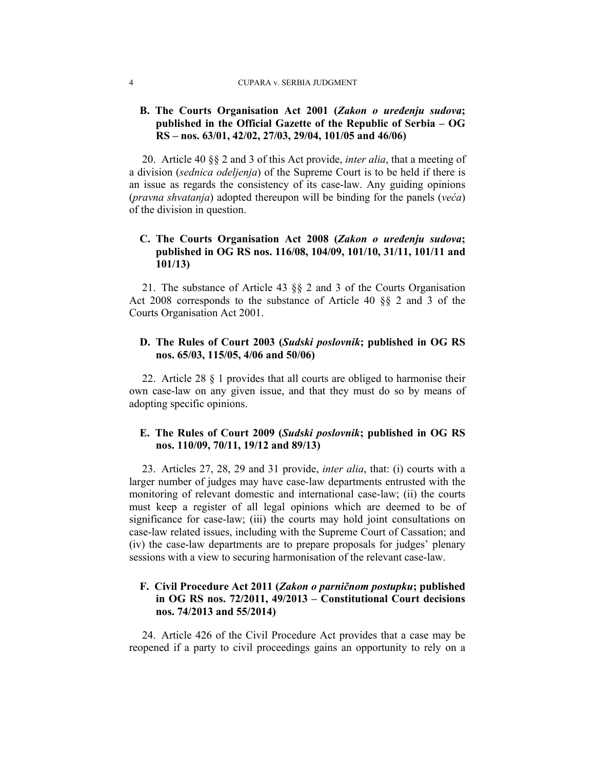### B. The Courts Organisation Act 2001 (*Zakon o uređenju sudova*; published in the Official Gazette of the Republic of Serbia – OG RS – nos. 63/01, 42/02, 27/03, 29/04, 101/05 and 46/06)

20. Article 40 §§ 2 and 3 of this Act provide, *inter alia*, that a meeting of a division (*sednica odeljenja*) of the Supreme Court is to be held if there is an issue as regards the consistency of its case-law. Any guiding opinions (*pravna shvatanja*) adopted thereupon will be binding for the panels (*veća*) of the division in question.

### C. The Courts Organisation Act 2008 (*Zakon o uređenju sudova*; published in OG RS nos. 116/08, 104/09, 101/10, 31/11, 101/11 and 101/13)

21. The substance of Article 43 §§ 2 and 3 of the Courts Organisation Act 2008 corresponds to the substance of Article 40 §§ 2 and 3 of the Courts Organisation Act 2001.

### D. The Rules of Court 2003 (*Sudski poslovnik*; published in OG RS nos. 65/03, 115/05, 4/06 and 50/06)

22. Article 28 § 1 provides that all courts are obliged to harmonise their own case-law on any given issue, and that they must do so by means of adopting specific opinions.

### E. The Rules of Court 2009 (*Sudski poslovnik*; published in OG RS nos. 110/09, 70/11, 19/12 and 89/13)

23. Articles 27, 28, 29 and 31 provide, *inter alia*, that: (i) courts with a larger number of judges may have case-law departments entrusted with the monitoring of relevant domestic and international case-law; (ii) the courts must keep a register of all legal opinions which are deemed to be of significance for case-law; (iii) the courts may hold joint consultations on case-law related issues, including with the Supreme Court of Cassation; and (iv) the case-law departments are to prepare proposals for judges' plenary sessions with a view to securing harmonisation of the relevant case-law.

### F. Civil Procedure Act 2011 (*Zakon o parničnom postupku*; published in OG RS nos. 72/2011, 49/2013 – Constitutional Court decisions nos. 74/2013 and 55/2014)

24. Article 426 of the Civil Procedure Act provides that a case may be reopened if a party to civil proceedings gains an opportunity to rely on a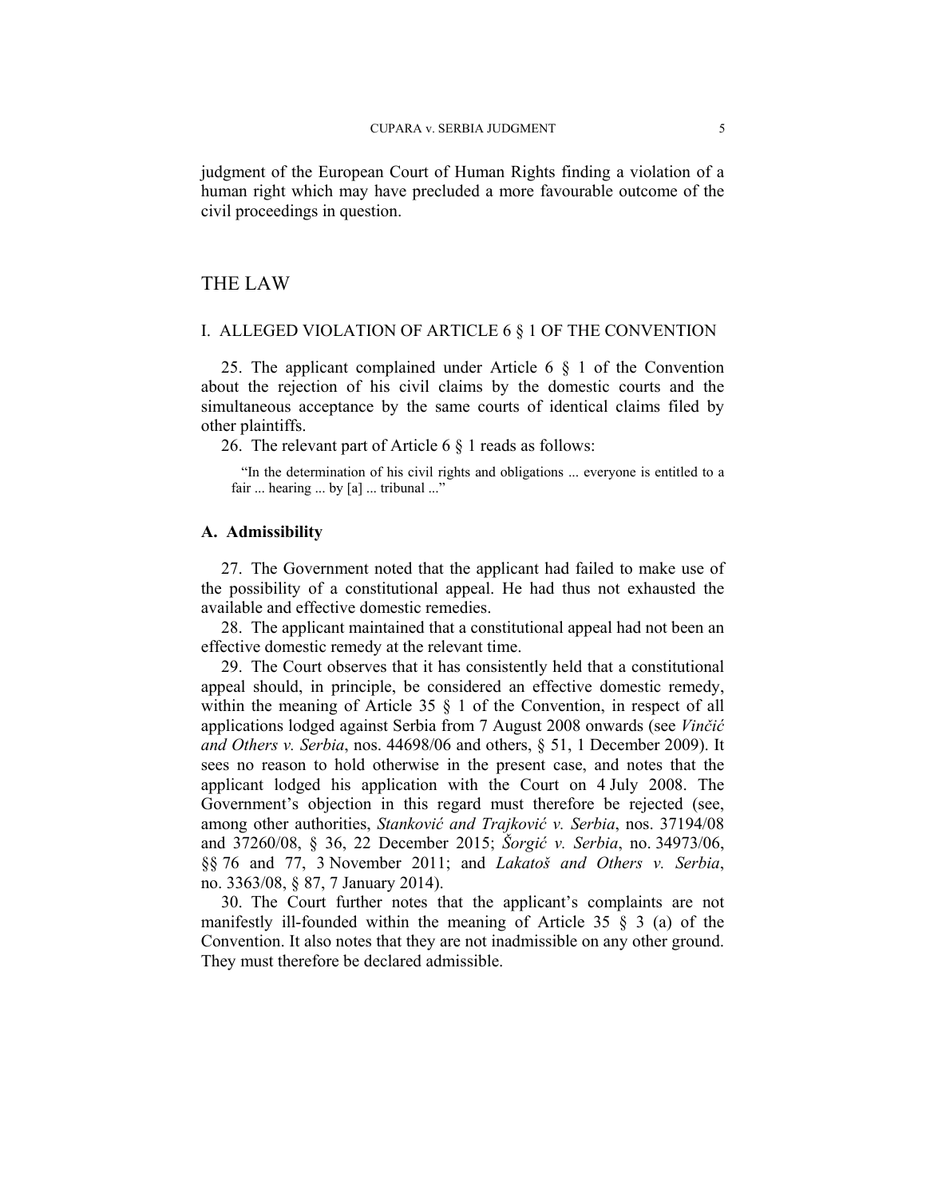judgment of the European Court of Human Rights finding a violation of a human right which may have precluded a more favourable outcome of the civil proceedings in question.

# THE LAW

## I. ALLEGED VIOLATION OF ARTICLE 6 § 1 OF THE CONVENTION

25. The applicant complained under Article 6 § 1 of the Convention about the rejection of his civil claims by the domestic courts and the simultaneous acceptance by the same courts of identical claims filed by other plaintiffs.

26. The relevant part of Article 6 § 1 reads as follows:

> "In the determination of his civil rights and obligations ... everyone is entitled to a fair ... hearing ... by [a] ... tribunal ..."

### A. Admissibility

27. The Government noted that the applicant had failed to make use of the possibility of a constitutional appeal. He had thus not exhausted the available and effective domestic remedies.

28. The applicant maintained that a constitutional appeal had not been an effective domestic remedy at the relevant time.

29. The Court observes that it has consistently held that a constitutional appeal should, in principle, be considered an effective domestic remedy, within the meaning of Article 35 § 1 of the Convention, in respect of all applications lodged against Serbia from 7 August 2008 onwards (see *Vinčić and Others v. Serbia*, nos. 44698/06 and others, § 51, 1 December 2009). It sees no reason to hold otherwise in the present case, and notes that the applicant lodged his application with the Court on 4 July 2008. The Government's objection in this regard must therefore be rejected (see, among other authorities, *Stanković and Trajković v. Serbia*, nos. 37194/08 and 37260/08, § 36, 22 December 2015; *Šorgić v. Serbia*, no. 34973/06, §§ 76 and 77, 3 November 2011; and *Lakatoš and Others v. Serbia*, no. 3363/08, § 87, 7 January 2014).

30. The Court further notes that the applicant's complaints are not manifestly ill-founded within the meaning of Article 35 § 3 (a) of the Convention. It also notes that they are not inadmissible on any other ground. They must therefore be declared admissible.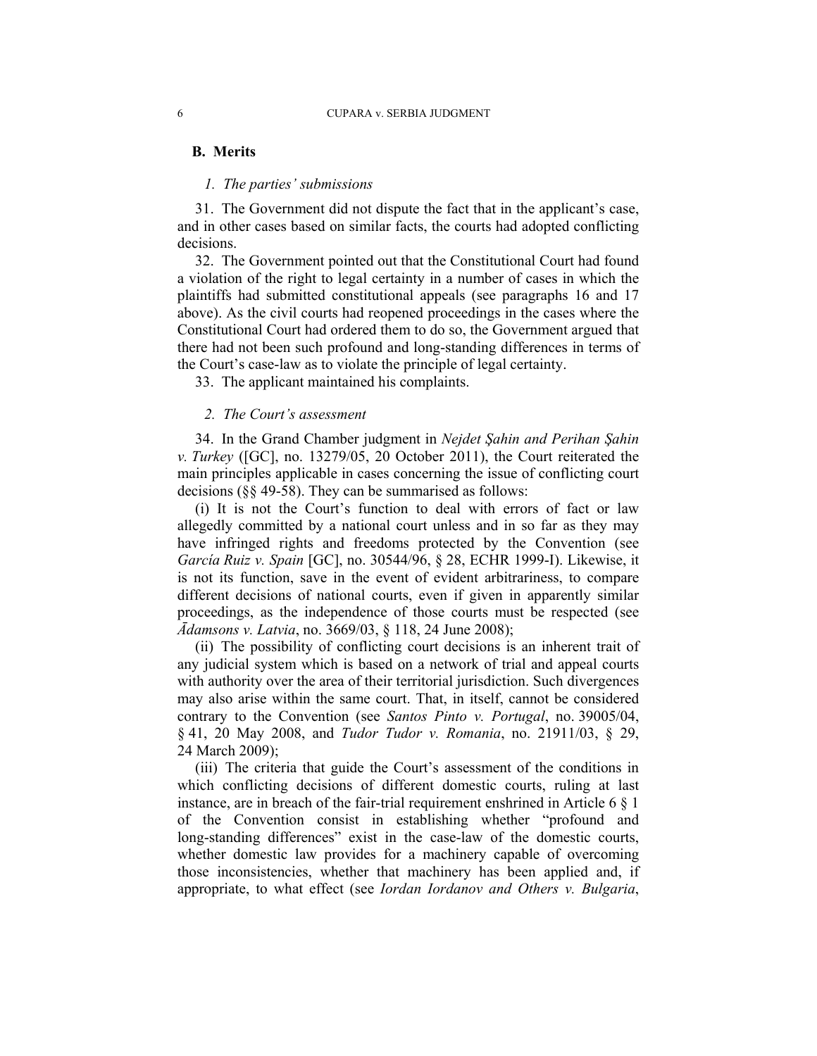## B. Merits

### *1. The parties' submissions*

31. The Government did not dispute the fact that in the applicant's case, and in other cases based on similar facts, the courts had adopted conflicting decisions.

32. The Government pointed out that the Constitutional Court had found a violation of the right to legal certainty in a number of cases in which the plaintiffs had submitted constitutional appeals (see paragraphs 16 and 17 above). As the civil courts had reopened proceedings in the cases where the Constitutional Court had ordered them to do so, the Government argued that there had not been such profound and long-standing differences in terms of the Court's case-law as to violate the principle of legal certainty.

33. The applicant maintained his complaints.

### *2. The Court's assessment*

34. In the Grand Chamber judgment in *Nejdet Şahin and Perihan Şahin v. Turkey* ([GC], no. 13279/05, 20 October 2011), the Court reiterated the main principles applicable in cases concerning the issue of conflicting court decisions (§§ 49-58). They can be summarised as follows:

(i) It is not the Court's function to deal with errors of fact or law allegedly committed by a national court unless and in so far as they may have infringed rights and freedoms protected by the Convention (see *García Ruiz v. Spain* [GC], no. 30544/96, § 28, ECHR 1999-I). Likewise, it is not its function, save in the event of evident arbitrariness, to compare different decisions of national courts, even if given in apparently similar proceedings, as the independence of those courts must be respected (see *Ādamsons v. Latvia*, no. 3669/03, § 118, 24 June 2008);

(ii) The possibility of conflicting court decisions is an inherent trait of any judicial system which is based on a network of trial and appeal courts with authority over the area of their territorial jurisdiction. Such divergences may also arise within the same court. That, in itself, cannot be considered contrary to the Convention (see *Santos Pinto v. Portugal*, no. 39005/04, § 41, 20 May 2008, and *Tudor Tudor v. Romania*, no. 21911/03, § 29, 24 March 2009);

(iii) The criteria that guide the Court's assessment of the conditions in which conflicting decisions of different domestic courts, ruling at last instance, are in breach of the fair-trial requirement enshrined in Article 6 § 1 of the Convention consist in establishing whether "profound and long-standing differences" exist in the case-law of the domestic courts, whether domestic law provides for a machinery capable of overcoming those inconsistencies, whether that machinery has been applied and, if appropriate, to what effect (see *Iordan Iordanov and Others v. Bulgaria*,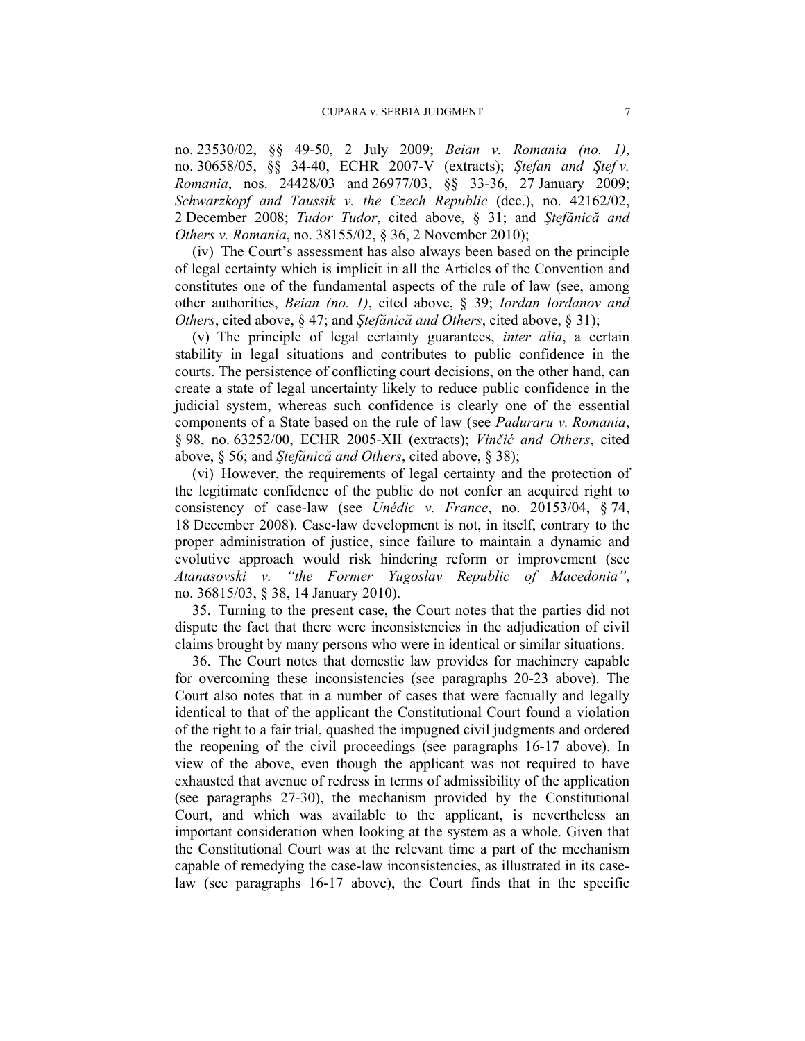no. 23530/02, §§ 49-50, 2 July 2009; *Beian v. Romania (no. 1)*, no. 30658/05, §§ 34-40, ECHR 2007-V (extracts); *Ştefan and Ştef v. Romania*, nos. 24428/03 and 26977/03, §§ 33-36, 27 January 2009; *Schwarzkopf and Taussik v. the Czech Republic* (dec.), no. 42162/02, 2 December 2008; *Tudor Tudor*, cited above, § 31; and *Ştefănică and Others v. Romania*, no. 38155/02, § 36, 2 November 2010);

(iv) The Court's assessment has also always been based on the principle of legal certainty which is implicit in all the Articles of the Convention and constitutes one of the fundamental aspects of the rule of law (see, among other authorities, *Beian (no. 1)*, cited above, § 39; *Iordan Iordanov and Others*, cited above, § 47; and *Ştefănică and Others*, cited above, § 31);

(v) The principle of legal certainty guarantees, *inter alia*, a certain stability in legal situations and contributes to public confidence in the courts. The persistence of conflicting court decisions, on the other hand, can create a state of legal uncertainty likely to reduce public confidence in the judicial system, whereas such confidence is clearly one of the essential components of a State based on the rule of law (see *Paduraru v. Romania*, § 98, no. 63252/00, ECHR 2005-XII (extracts); *Vinčić and Others*, cited above, § 56; and *Ştefănică and Others*, cited above, § 38);

(vi) However, the requirements of legal certainty and the protection of the legitimate confidence of the public do not confer an acquired right to consistency of case-law (see *Unédic v. France*, no. 20153/04, § 74, 18 December 2008). Case-law development is not, in itself, contrary to the proper administration of justice, since failure to maintain a dynamic and evolutive approach would risk hindering reform or improvement (see *Atanasovski v. "the Former Yugoslav Republic of Macedonia"*, no. 36815/03, § 38, 14 January 2010).

35. Turning to the present case, the Court notes that the parties did not dispute the fact that there were inconsistencies in the adjudication of civil claims brought by many persons who were in identical or similar situations.

36. The Court notes that domestic law provides for machinery capable for overcoming these inconsistencies (see paragraphs 20-23 above). The Court also notes that in a number of cases that were factually and legally identical to that of the applicant the Constitutional Court found a violation of the right to a fair trial, quashed the impugned civil judgments and ordered the reopening of the civil proceedings (see paragraphs 16-17 above). In view of the above, even though the applicant was not required to have exhausted that avenue of redress in terms of admissibility of the application (see paragraphs 27-30), the mechanism provided by the Constitutional Court, and which was available to the applicant, is nevertheless an important consideration when looking at the system as a whole. Given that the Constitutional Court was at the relevant time a part of the mechanism capable of remedying the case-law inconsistencies, as illustrated in its case-law (see paragraphs 16-17 above), the Court finds that in the specific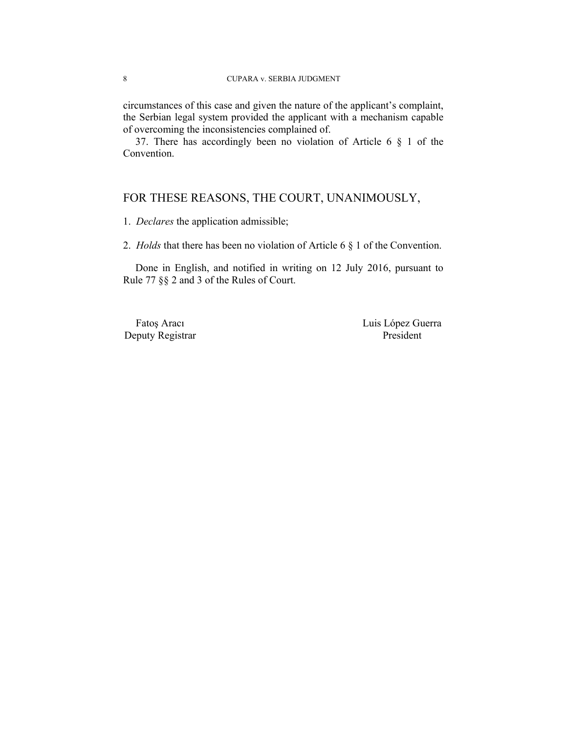circumstances of this case and given the nature of the applicant's complaint, the Serbian legal system provided the applicant with a mechanism capable of overcoming the inconsistencies complained of.

37. There has accordingly been no violation of Article 6 § 1 of the Convention.

## FOR THESE REASONS, THE COURT, UNANIMOUSLY,

1. *Declares* the application admissible;

2. *Holds* that there has been no violation of Article 6 § 1 of the Convention.

Done in English, and notified in writing on 12 July 2016, pursuant to Rule 77 §§ 2 and 3 of the Rules of Court.

Fatoş Aracı
Deputy Registrar

Luis López Guerra
President